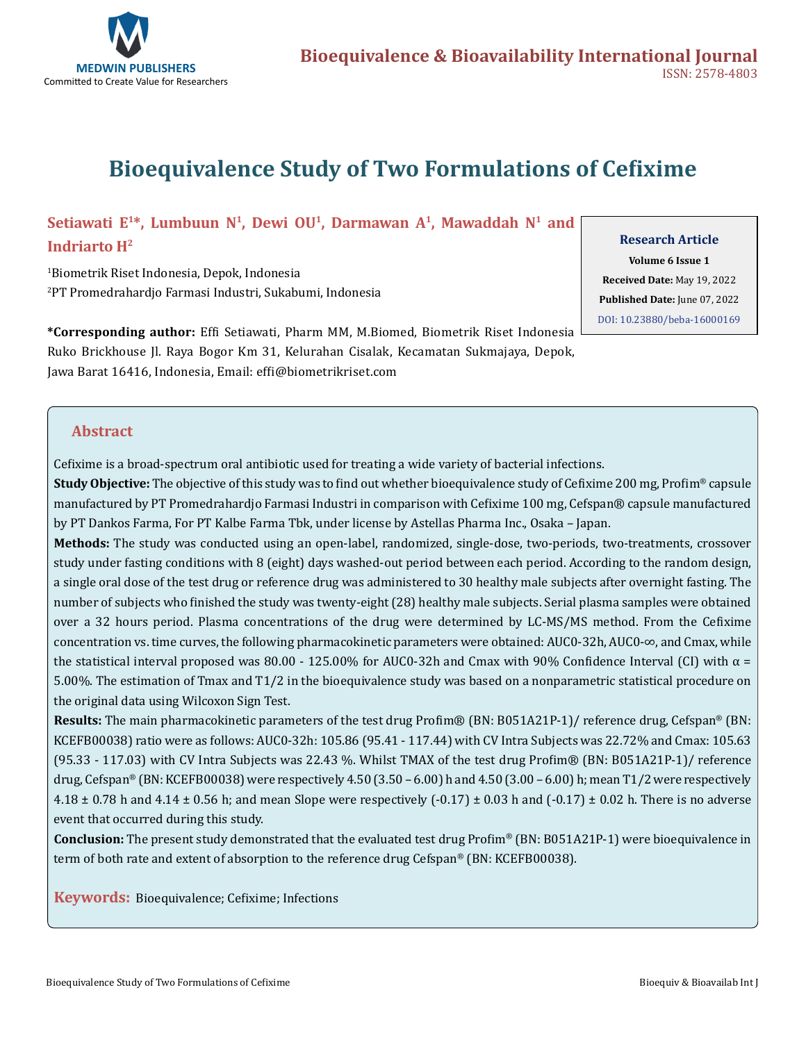# Bioequivalence Study of Two Formulations of Cefixime

**Setiawati E[1]*, Lumbuun N[1], Dewi OU[1], Darmawan A[1], Mawaddah N[1] and Indriarto H[2]**

[1]Biometrik Riset Indonesia, Depok, Indonesia

[2]PT Promedrahardjo Farmasi Industri, Sukabumi, Indonesia

**\*Corresponding author:** Effi Setiawati, Pharm MM, M.Biomed, Biometrik Riset Indonesia Ruko Brickhouse Jl. Raya Bogor Km 31, Kelurahan Cisalak, Kecamatan Sukmajaya, Depok, Jawa Barat 16416, Indonesia, Email: effi@biometrikriset.com

**Research Article**

**Volume 6 Issue 1**

**Received Date:** May 19, 2022

**Published Date:** June 07, 2022

DOI: 10.23880/beba-16000169

## Abstract

Cefixime is a broad-spectrum oral antibiotic used for treating a wide variety of bacterial infections.

**Study Objective:** The objective of this study was to find out whether bioequivalence study of Cefixime 200 mg, Profim® capsule manufactured by PT Promedrahardjo Farmasi Industri in comparison with Cefixime 100 mg, Cefspan® capsule manufactured by PT Dankos Farma, For PT Kalbe Farma Tbk, under license by Astellas Pharma Inc., Osaka – Japan.

**Methods:** The study was conducted using an open-label, randomized, single-dose, two-periods, two-treatments, crossover study under fasting conditions with 8 (eight) days washed-out period between each period. According to the random design, a single oral dose of the test drug or reference drug was administered to 30 healthy male subjects after overnight fasting. The number of subjects who finished the study was twenty-eight (28) healthy male subjects. Serial plasma samples were obtained over a 32 hours period. Plasma concentrations of the drug were determined by LC-MS/MS method. From the Cefixime concentration vs. time curves, the following pharmacokinetic parameters were obtained: $AUC_{0-32h}$, $AUC_{0-\infty}$, and $C_{max}$, while the statistical interval proposed was 80.00 - 125.00% for $AUC_{0-32h}$ and $C_{max}$ with 90% Confidence Interval (CI) with $\alpha$ = 5.00%. The estimation of $T_{max}$ and $T_{1/2}$ in the bioequivalence study was based on a nonparametric statistical procedure on the original data using Wilcoxon Sign Test.

**Results:** The main pharmacokinetic parameters of the test drug Profim® (BN: B051A21P-1)/ reference drug, Cefspan® (BN: KCEFB00038) ratio were as follows: $AUC_{0-32h}$: 105.86 (95.41 - 117.44) with CV Intra Subjects was 22.72% and $C_{max}$: 105.63 (95.33 - 117.03) with CV Intra Subjects was 22.43 %. Whilst $T_{MAX}$ of the test drug Profim® (BN: B051A21P-1)/ reference drug, Cefspan® (BN: KCEFB00038) were respectively 4.50 (3.50 – 6.00) h and 4.50 (3.00 – 6.00) h; mean $T_{1/2}$ were respectively 4.18 ± 0.78 h and 4.14 ± 0.56 h; and mean Slope were respectively (-0.17) ± 0.03 h and (-0.17) ± 0.02 h. There is no adverse event that occurred during this study.

**Conclusion:** The present study demonstrated that the evaluated test drug Profim® (BN: B051A21P-1) were bioequivalence in term of both rate and extent of absorption to the reference drug Cefspan® (BN: KCEFB00038).

**Keywords:** Bioequivalence; Cefixime; Infections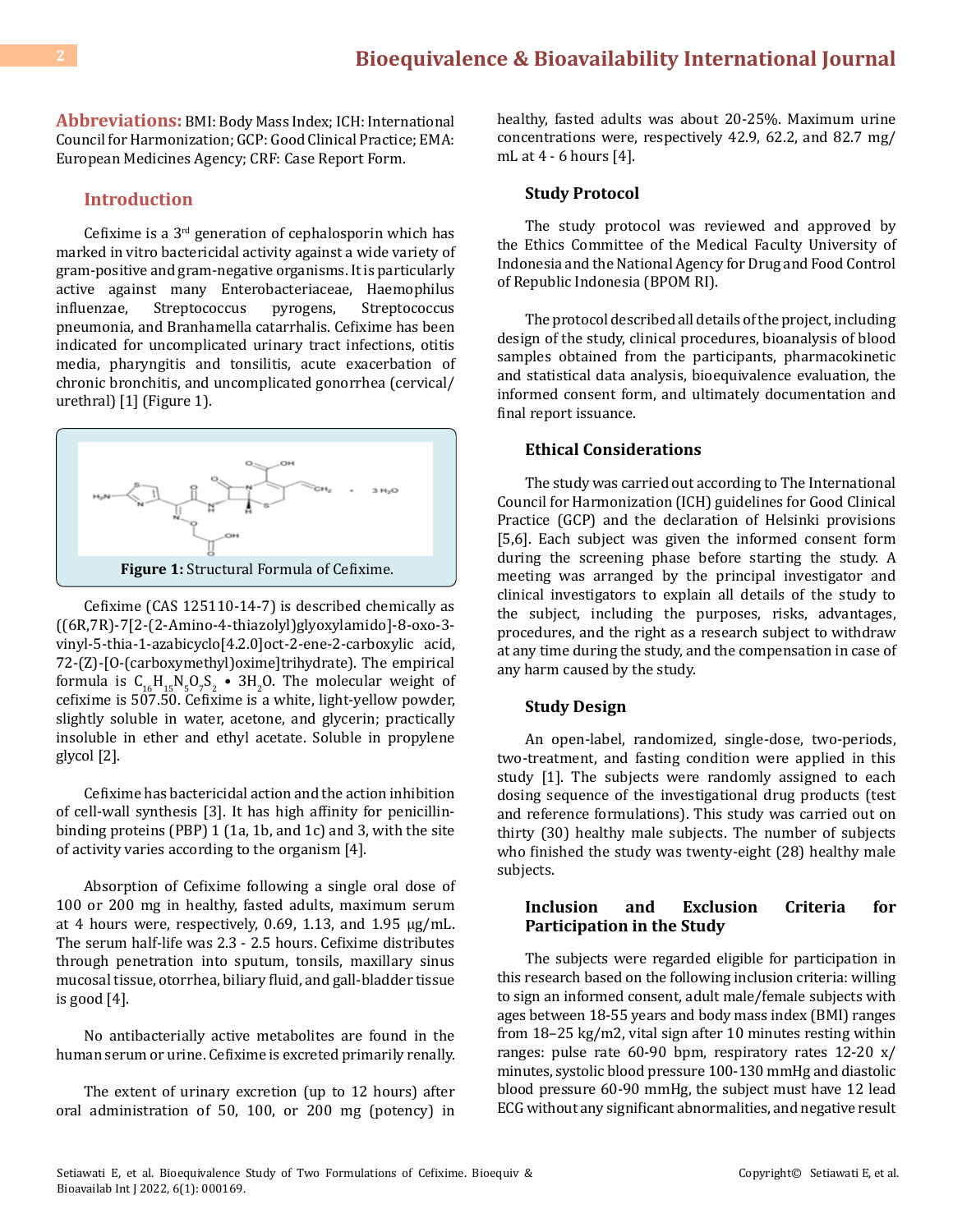**Abbreviations:** BMI: Body Mass Index; ICH: International Council for Harmonization; GCP: Good Clinical Practice; EMA: European Medicines Agency; CRF: Case Report Form.

## Introduction

Cefixime is a 3rd generation of cephalosporin which has marked in vitro bactericidal activity against a wide variety of gram-positive and gram-negative organisms. It is particularly active against many Enterobacteriaceae, Haemophilus influenzae, Streptococcus pyrogens, Streptococcus pneumonia, and Branhamella catarrhalis. Cefixime has been indicated for uncomplicated urinary tract infections, otitis media, pharyngitis and tonsilitis, acute exacerbation of chronic bronchitis, and uncomplicated gonorrhea (cervical/urethral) [1] (Figure 1).

**Figure 1:** Structural Formula of Cefixime.

Cefixime (CAS 125110-14-7) is described chemically as ((6R,7R)-7[2-(2-Amino-4-thiazolyl)glyoxylamido]-8-oxo-3-vinyl-5-thia-1-azabicyclo[4.2.0]oct-2-ene-2-carboxylic acid, 72-(Z)-[O-(carboxymethyl)oxime]trihydrate). The empirical formula is $C_{16}H_{15}N_5O_7S_2 \bullet 3H_2O$. The molecular weight of cefixime is 507.50. Cefixime is a white, light-yellow powder, slightly soluble in water, acetone, and glycerin; practically insoluble in ether and ethyl acetate. Soluble in propylene glycol [2].

Cefixime has bactericidal action and the action inhibition of cell-wall synthesis [3]. It has high affinity for penicillin-binding proteins (PBP) 1 (1a, 1b, and 1c) and 3, with the site of activity varies according to the organism [4].

Absorption of Cefixime following a single oral dose of 100 or 200 mg in healthy, fasted adults, maximum serum at 4 hours were, respectively, 0.69, 1.13, and 1.95 µg/mL. The serum half-life was 2.3 - 2.5 hours. Cefixime distributes through penetration into sputum, tonsils, maxillary sinus mucosal tissue, otorrhea, biliary fluid, and gall-bladder tissue is good [4].

No antibacterially active metabolites are found in the human serum or urine. Cefixime is excreted primarily renally.

The extent of urinary excretion (up to 12 hours) after oral administration of 50, 100, or 200 mg (potency) in healthy, fasted adults was about 20-25%. Maximum urine concentrations were, respectively 42.9, 62.2, and 82.7 mg/mL at 4 - 6 hours [4].

### Study Protocol

The study protocol was reviewed and approved by the Ethics Committee of the Medical Faculty University of Indonesia and the National Agency for Drug and Food Control of Republic Indonesia (BPOM RI).

The protocol described all details of the project, including design of the study, clinical procedures, bioanalysis of blood samples obtained from the participants, pharmacokinetic and statistical data analysis, bioequivalence evaluation, the informed consent form, and ultimately documentation and final report issuance.

### Ethical Considerations

The study was carried out according to The International Council for Harmonization (ICH) guidelines for Good Clinical Practice (GCP) and the declaration of Helsinki provisions [5,6]. Each subject was given the informed consent form during the screening phase before starting the study. A meeting was arranged by the principal investigator and clinical investigators to explain all details of the study to the subject, including the purposes, risks, advantages, procedures, and the right as a research subject to withdraw at any time during the study, and the compensation in case of any harm caused by the study.

### Study Design

An open-label, randomized, single-dose, two-periods, two-treatment, and fasting condition were applied in this study [1]. The subjects were randomly assigned to each dosing sequence of the investigational drug products (test and reference formulations). This study was carried out on thirty (30) healthy male subjects. The number of subjects who finished the study was twenty-eight (28) healthy male subjects.

### Inclusion and Exclusion Criteria for Participation in the Study

The subjects were regarded eligible for participation in this research based on the following inclusion criteria: willing to sign an informed consent, adult male/female subjects with ages between 18-55 years and body mass index (BMI) ranges from 18–25 kg/m2, vital sign after 10 minutes resting within ranges: pulse rate 60-90 bpm, respiratory rates 12-20 x/minutes, systolic blood pressure 100-130 mmHg and diastolic blood pressure 60-90 mmHg, the subject must have 12 lead ECG without any significant abnormalities, and negative result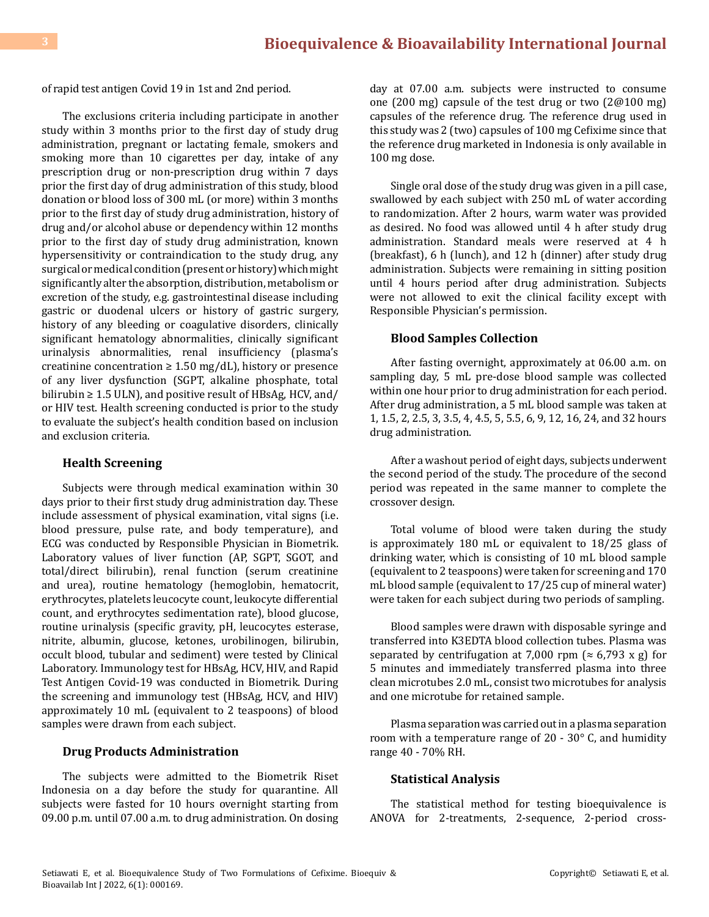of rapid test antigen Covid 19 in 1st and 2nd period.

The exclusions criteria including participate in another study within 3 months prior to the first day of study drug administration, pregnant or lactating female, smokers and smoking more than 10 cigarettes per day, intake of any prescription drug or non-prescription drug within 7 days prior the first day of drug administration of this study, blood donation or blood loss of 300 mL (or more) within 3 months prior to the first day of study drug administration, history of drug and/or alcohol abuse or dependency within 12 months prior to the first day of study drug administration, known hypersensitivity or contraindication to the study drug, any surgical or medical condition (present or history) which might significantly alter the absorption, distribution, metabolism or excretion of the study, e.g. gastrointestinal disease including gastric or duodenal ulcers or history of gastric surgery, history of any bleeding or coagulative disorders, clinically significant hematology abnormalities, clinically significant urinalysis abnormalities, renal insufficiency (plasma's creatinine concentration ≥ 1.50 mg/dL), history or presence of any liver dysfunction (SGPT, alkaline phosphate, total bilirubin ≥ 1.5 ULN), and positive result of HBsAg, HCV, and/or HIV test. Health screening conducted is prior to the study to evaluate the subject's health condition based on inclusion and exclusion criteria.

### Health Screening

Subjects were through medical examination within 30 days prior to their first study drug administration day. These include assessment of physical examination, vital signs (i.e. blood pressure, pulse rate, and body temperature), and ECG was conducted by Responsible Physician in Biometrik. Laboratory values of liver function (AP, SGPT, SGOT, and total/direct bilirubin), renal function (serum creatinine and urea), routine hematology (hemoglobin, hematocrit, erythrocytes, platelets leucocyte count, leukocyte differential count, and erythrocytes sedimentation rate), blood glucose, routine urinalysis (specific gravity, pH, leucocytes esterase, nitrite, albumin, glucose, ketones, urobilinogen, bilirubin, occult blood, tubular and sediment) were tested by Clinical Laboratory. Immunology test for HBsAg, HCV, HIV, and Rapid Test Antigen Covid-19 was conducted in Biometrik. During the screening and immunology test (HBsAg, HCV, and HIV) approximately 10 mL (equivalent to 2 teaspoons) of blood samples were drawn from each subject.

### Drug Products Administration

The subjects were admitted to the Biometrik Riset Indonesia on a day before the study for quarantine. All subjects were fasted for 10 hours overnight starting from 09.00 p.m. until 07.00 a.m. to drug administration. On dosing day at 07.00 a.m. subjects were instructed to consume one (200 mg) capsule of the test drug or two (2@100 mg) capsules of the reference drug. The reference drug used in this study was 2 (two) capsules of 100 mg Cefixime since that the reference drug marketed in Indonesia is only available in 100 mg dose.

Single oral dose of the study drug was given in a pill case, swallowed by each subject with 250 mL of water according to randomization. After 2 hours, warm water was provided as desired. No food was allowed until 4 h after study drug administration. Standard meals were reserved at 4 h (breakfast), 6 h (lunch), and 12 h (dinner) after study drug administration. Subjects were remaining in sitting position until 4 hours period after drug administration. Subjects were not allowed to exit the clinical facility except with Responsible Physician's permission.

### Blood Samples Collection

After fasting overnight, approximately at 06.00 a.m. on sampling day, 5 mL pre-dose blood sample was collected within one hour prior to drug administration for each period. After drug administration, a 5 mL blood sample was taken at 1, 1.5, 2, 2.5, 3, 3.5, 4, 4.5, 5, 5.5, 6, 9, 12, 16, 24, and 32 hours drug administration.

After a washout period of eight days, subjects underwent the second period of the study. The procedure of the second period was repeated in the same manner to complete the crossover design.

Total volume of blood were taken during the study is approximately 180 mL or equivalent to 18/25 glass of drinking water, which is consisting of 10 mL blood sample (equivalent to 2 teaspoons) were taken for screening and 170 mL blood sample (equivalent to 17/25 cup of mineral water) were taken for each subject during two periods of sampling.

Blood samples were drawn with disposable syringe and transferred into K3EDTA blood collection tubes. Plasma was separated by centrifugation at 7,000 rpm (≈ 6,793 x g) for 5 minutes and immediately transferred plasma into three clean microtubes 2.0 mL, consist two microtubes for analysis and one microtube for retained sample.

Plasma separation was carried out in a plasma separation room with a temperature range of 20 - 30° C, and humidity range 40 - 70% RH.

### Statistical Analysis

The statistical method for testing bioequivalence is ANOVA for 2-treatments, 2-sequence, 2-period cross-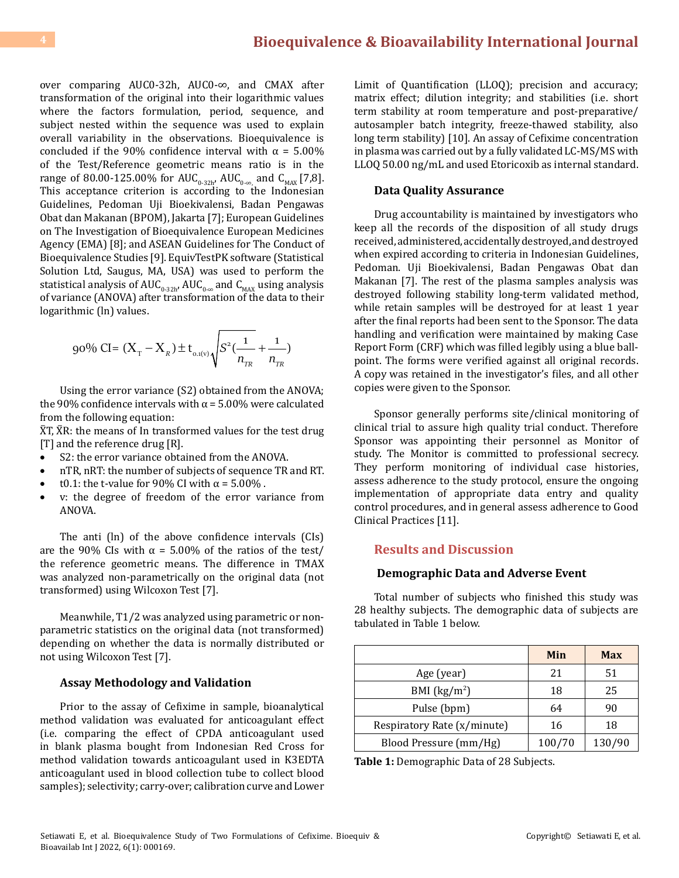over comparing AUC0-32h, AUC0-∞, and CMAX after transformation of the original into their logarithmic values where the factors formulation, period, sequence, and subject nested within the sequence was used to explain overall variability in the observations. Bioequivalence is concluded if the 90% confidence interval with α = 5.00% of the Test/Reference geometric means ratio is in the range of 80.00-125.00% for $AUC_{0-32h}$, $AUC_{0-\infty}$, and $C_{MAX}$ [7,8]. This acceptance criterion is according to the Indonesian Guidelines, Pedoman Uji Bioekivalensi, Badan Pengawas Obat dan Makanan (BPOM), Jakarta [7]; European Guidelines on The Investigation of Bioequivalence European Medicines Agency (EMA) [8]; and ASEAN Guidelines for The Conduct of Bioequivalence Studies [9]. EquivTestPK software (Statistical Solution Ltd, Saugus, MA, USA) was used to perform the statistical analysis of $AUC_{0-32h}$, $AUC_{0-\infty}$ and $C_{MAX}$ using analysis of variance (ANOVA) after transformation of the data to their logarithmic (ln) values.

$$90\%\ \text{CI} = (\bar{X}_T - \bar{X}_R) \pm t_{0.1(v)} \sqrt{S^2 \left(\frac{1}{n_{TR}} + \frac{1}{n_{TR}}\right)}$$

Using the error variance (S2) obtained from the ANOVA; the 90% confidence intervals with α = 5.00% were calculated from the following equation:

X̄T, X̄R: the means of In transformed values for the test drug [T] and the reference drug [R].

- S2: the error variance obtained from the ANOVA.
- nTR, nRT: the number of subjects of sequence TR and RT.
- t0.1: the t-value for 90% CI with α = 5.00% .
- v: the degree of freedom of the error variance from ANOVA.

The anti (ln) of the above confidence intervals (CIs) are the 90% CIs with α = 5.00% of the ratios of the test/ the reference geometric means. The difference in TMAX was analyzed non-parametrically on the original data (not transformed) using Wilcoxon Test [7].

Meanwhile, T1/2 was analyzed using parametric or non-parametric statistics on the original data (not transformed) depending on whether the data is normally distributed or not using Wilcoxon Test [7].

### Assay Methodology and Validation

Prior to the assay of Cefixime in sample, bioanalytical method validation was evaluated for anticoagulant effect (i.e. comparing the effect of CPDA anticoagulant used in blank plasma bought from Indonesian Red Cross for method validation towards anticoagulant used in K3EDTA anticoagulant used in blood collection tube to collect blood samples); selectivity; carry-over; calibration curve and Lower Limit of Quantification (LLOQ); precision and accuracy; matrix effect; dilution integrity; and stabilities (i.e. short term stability at room temperature and post-preparative/ autosampler batch integrity, freeze-thawed stability, also long term stability) [10]. An assay of Cefixime concentration in plasma was carried out by a fully validated LC-MS/MS with LLOQ 50.00 ng/mL and used Etoricoxib as internal standard.

### Data Quality Assurance

Drug accountability is maintained by investigators who keep all the records of the disposition of all study drugs received, administered, accidentally destroyed, and destroyed when expired according to criteria in Indonesian Guidelines, Pedoman. Uji Bioekivalensi, Badan Pengawas Obat dan Makanan [7]. The rest of the plasma samples analysis was destroyed following stability long-term validated method, while retain samples will be destroyed for at least 1 year after the final reports had been sent to the Sponsor. The data handling and verification were maintained by making Case Report Form (CRF) which was filled legibly using a blue ball-point. The forms were verified against all original records. A copy was retained in the investigator's files, and all other copies were given to the Sponsor.

Sponsor generally performs site/clinical monitoring of clinical trial to assure high quality trial conduct. Therefore Sponsor was appointing their personnel as Monitor of study. The Monitor is committed to professional secrecy. They perform monitoring of individual case histories, assess adherence to the study protocol, ensure the ongoing implementation of appropriate data entry and quality control procedures, and in general assess adherence to Good Clinical Practices [11].

## Results and Discussion

### Demographic Data and Adverse Event

Total number of subjects who finished this study was 28 healthy subjects. The demographic data of subjects are tabulated in Table 1 below.

| | Min | Max |
|---|---|---|
| Age (year) | 21 | 51 |
| BMI (kg/m$^2$) | 18 | 25 |
| Pulse (bpm) | 64 | 90 |
| Respiratory Rate (x/minute) | 16 | 18 |
| Blood Pressure (mm/Hg) | 100/70 | 130/90 |

**Table 1:** Demographic Data of 28 Subjects.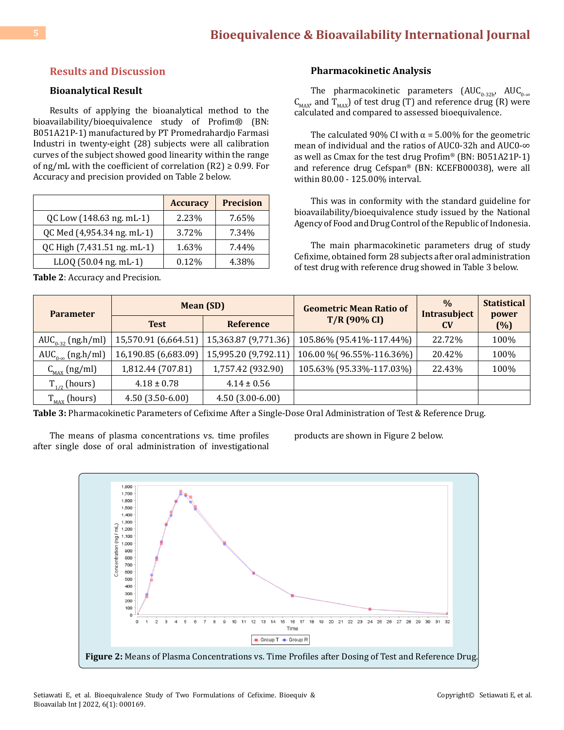## Results and Discussion

### Bioanalytical Result

Results of applying the bioanalytical method to the bioavailability/bioequivalence study of Profim® (BN: B051A21P-1) manufactured by PT Promedrahardjo Farmasi Industri in twenty-eight (28) subjects were all calibration curves of the subject showed good linearity within the range of ng/mL with the coefficient of correlation (R2) ≥ 0.99. For Accuracy and precision provided on Table 2 below.

| | Accuracy | Precision |
|---|---|---|
| QC Low (148.63 ng. mL-1) | 2.23% | 7.65% |
| QC Med (4,954.34 ng. mL-1) | 3.72% | 7.34% |
| QC High (7,431.51 ng. mL-1) | 1.63% | 7.44% |
| LLOQ (50.04 ng. mL-1) | 0.12% | 4.38% |

**Table 2**: Accuracy and Precision.

### Pharmacokinetic Analysis

The pharmacokinetic parameters ($AUC_{0-32h}$, $AUC_{0-\infty}$, $C_{MAX}$, and $T_{MAX}$) of test drug (T) and reference drug (R) were calculated and compared to assessed bioequivalence.

The calculated 90% CI with α = 5.00% for the geometric mean of individual and the ratios of AUC0-32h and AUC0-∞ as well as Cmax for the test drug Profim® (BN: B051A21P-1) and reference drug Cefspan® (BN: KCEFB00038), were all within 80.00 - 125.00% interval.

This was in conformity with the standard guideline for bioavailability/bioequivalence study issued by the National Agency of Food and Drug Control of the Republic of Indonesia.

The main pharmacokinetic parameters drug of study Cefixime, obtained form 28 subjects after oral administration of test drug with reference drug showed in Table 3 below.

| Parameter | Mean (SD) | | Geometric Mean Ratio of T/R (90% CI) | % Intrasubject CV | Statistical power (%) |
|---|---|---|---|---|---|
| | Test | Reference | | | |
| $AUC_{0-32}$ (ng.h/ml) | 15,570.91 (6,664.51) | 15,363.87 (9,771.36) | 105.86% (95.41%-117.44%) | 22.72% | 100% |
| $AUC_{0-\infty}$ (ng.h/ml) | 16,190.85 (6,683.09) | 15,995.20 (9,792.11) | 106.00 %( 96.55%-116.36%) | 20.42% | 100% |
| $C_{MAX}$ (ng/ml) | 1,812.44 (707.81) | 1,757.42 (932.90) | 105.63% (95.33%-117.03%) | 22.43% | 100% |
| $T_{1/2}$ (hours) | 4.18 ± 0.78 | 4.14 ± 0.56 | | | |
| $T_{MAX}$ (hours) | 4.50 (3.50-6.00) | 4.50 (3.00-6.00) | | | |

**Table 3:** Pharmacokinetic Parameters of Cefixime After a Single-Dose Oral Administration of Test & Reference Drug.

The means of plasma concentrations vs. time profiles after single dose of oral administration of investigational products are shown in Figure 2 below.

**Figure 2:** Means of Plasma Concentrations vs. Time Profiles after Dosing of Test and Reference Drug.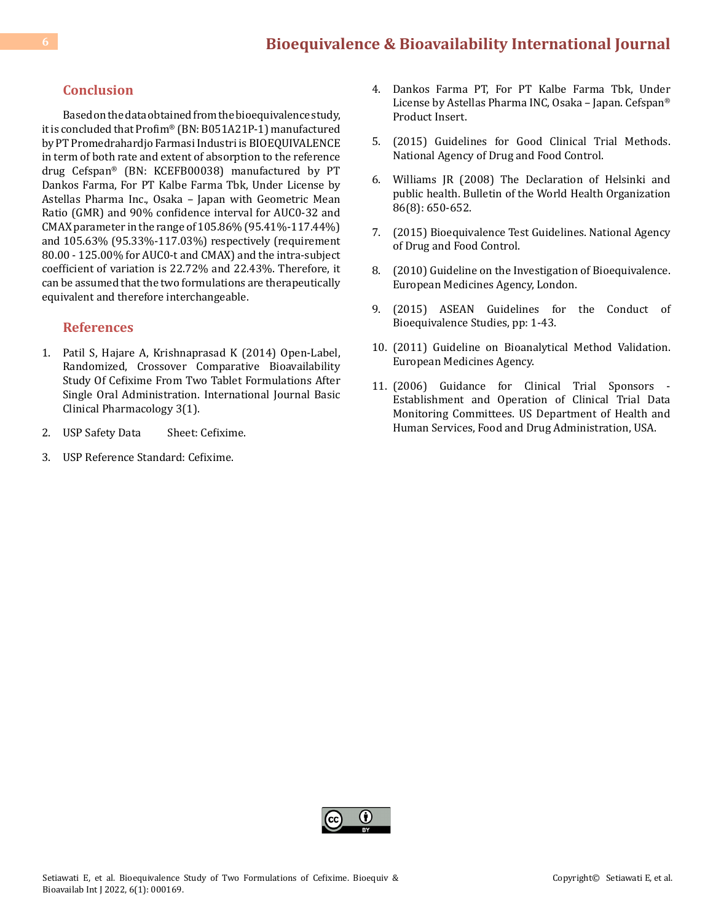## Conclusion

Based on the data obtained from the bioequivalence study, it is concluded that Profim® (BN: B051A21P-1) manufactured by PT Promedrahardjo Farmasi Industri is BIOEQUIVALENCE in term of both rate and extent of absorption to the reference drug Cefspan® (BN: KCEFB00038) manufactured by PT Dankos Farma, For PT Kalbe Farma Tbk, Under License by Astellas Pharma Inc., Osaka – Japan with Geometric Mean Ratio (GMR) and 90% confidence interval for AUC0-32 and CMAX parameter in the range of 105.86% (95.41%-117.44%) and 105.63% (95.33%-117.03%) respectively (requirement 80.00 - 125.00% for AUC0-t and CMAX) and the intra-subject coefficient of variation is 22.72% and 22.43%. Therefore, it can be assumed that the two formulations are therapeutically equivalent and therefore interchangeable.

## References

1. Patil S, Hajare A, Krishnaprasad K (2014) Open-Label, Randomized, Crossover Comparative Bioavailability Study Of Cefixime From Two Tablet Formulations After Single Oral Administration. International Journal Basic Clinical Pharmacology 3(1).
2. USP Safety Data Sheet: Cefixime.
3. USP Reference Standard: Cefixime.
4. Dankos Farma PT, For PT Kalbe Farma Tbk, Under License by Astellas Pharma INC, Osaka – Japan. Cefspan® Product Insert.
5. (2015) Guidelines for Good Clinical Trial Methods. National Agency of Drug and Food Control.
6. Williams JR (2008) The Declaration of Helsinki and public health. Bulletin of the World Health Organization 86(8): 650-652.
7. (2015) Bioequivalence Test Guidelines. National Agency of Drug and Food Control.
8. (2010) Guideline on the Investigation of Bioequivalence. European Medicines Agency, London.
9. (2015) ASEAN Guidelines for the Conduct of Bioequivalence Studies, pp: 1-43.
10. (2011) Guideline on Bioanalytical Method Validation. European Medicines Agency.
11. (2006) Guidance for Clinical Trial Sponsors - Establishment and Operation of Clinical Trial Data Monitoring Committees. US Department of Health and Human Services, Food and Drug Administration, USA.